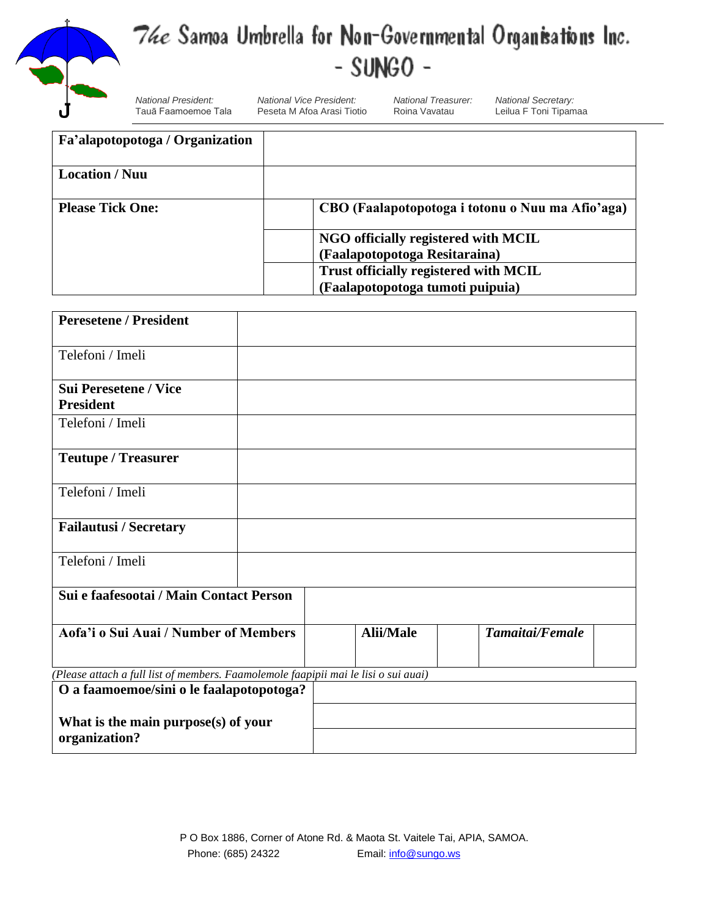# The Samoa Umbrella for Non-Governmental Organisations Inc.

## - SUNGO -

*National President:* Tauā Faamoemoe Tala | *National Vice President:* Peseta M Afoa Arasi Tiotio | *National Treasurer:* Roina Vavatau | *National Secretary:* Leilua F Toni Tipamaa

| **Fa'alapotopotoga / Organization** | | |
|---|---|---|
| **Location / Nuu** | | |
| **Please Tick One:** | | **CBO (Faalapotopotoga i totonu o Nuu ma Afio'aga)** |
| | | **NGO officially registered with MCIL (Faalapotopotoga Resitaraina)** |
| | | **Trust officially registered with MCIL (Faalapotopotoga tumoti puipuia)** |

| **Peresetene / President** | |
|---|---|
| Telefoni / Imeli | |
| **Sui Peresetene / Vice President** | |
| Telefoni / Imeli | |
| **Teutupe / Treasurer** | |
| Telefoni / Imeli | |
| **Failautusi / Secretary** | |
| Telefoni / Imeli | |

| **Sui e faafesootai / Main Contact Person** | | | | | |
|---|---|---|---|---|---|
| **Aofa'i o Sui Auai / Number of Members** | | **Alii/Male** | | ***Tamaitai/Female*** | |

*(Please attach a full list of members. Faamolemole faapipii mai le lisi o sui auai)*

| **O a faamoemoe/sini o le faalapotopotoga?** <br><br> **What is the main purpose(s) of your organization?** | |
|---|---|
| | |
| | |

P O Box 1886, Corner of Atone Rd. & Maota St. Vaitele Tai, APIA, SAMOA.
Phone: (685) 24322 Email: info@sungo.ws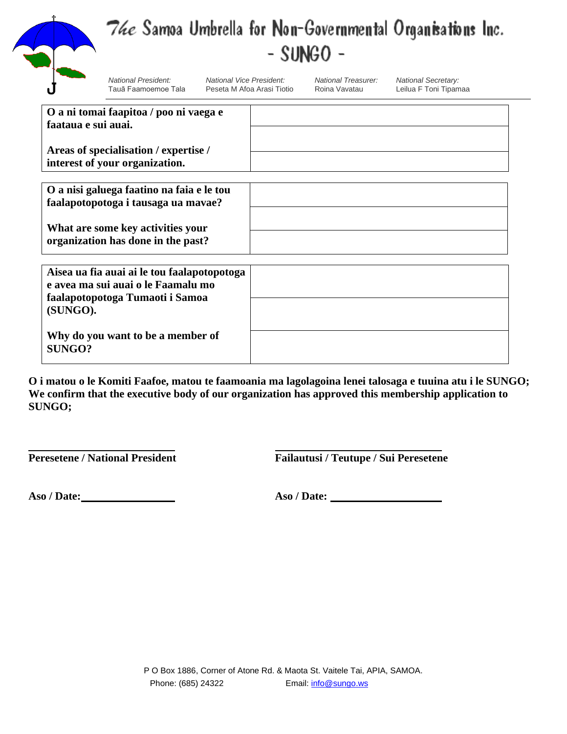# The Samoa Umbrella for Non-Governmental Organisations Inc.

## - SUNGO -

*National President:* Tauā Faamoemoe Tala | *National Vice President:* Peseta M Afoa Arasi Tiotio | *National Treasurer:* Roina Vavatau | *National Secretary:* Leilua F Toni Tipamaa

| | |
|---|---|
| **O a ni tomai faapitoa / poo ni vaega e faataua e sui auai.**<br><br>**Areas of specialisation / expertise / interest of your organization.** | |

| | |
|---|---|
| **O a nisi galuega faatino na faia e le tou faalapotopotoga i tausaga ua mavae?**<br><br>**What are some key activities your organization has done in the past?** | |

| | |
|---|---|
| **Aisea ua fia auai ai le tou faalapotopotoga e avea ma sui auai o le Faamalu mo faalapotopotoga Tumaoti i Samoa (SUNGO).**<br><br>**Why do you want to be a member of SUNGO?** | |

**O i matou o le Komiti Faafoe, matou te faamoania ma lagolagoina lenei talosaga e tuuina atu i le SUNGO;**
**We confirm that the executive body of our organization has approved this membership application to SUNGO;**

______________________________
**Peresetene / National President**

______________________________
**Failautusi / Teutupe / Sui Peresetene**

**Aso / Date:** ____________________

**Aso / Date:** ____________________

P O Box 1886, Corner of Atone Rd. & Maota St. Vaitele Tai, APIA, SAMOA.
Phone: (685) 24322 Email: info@sungo.ws